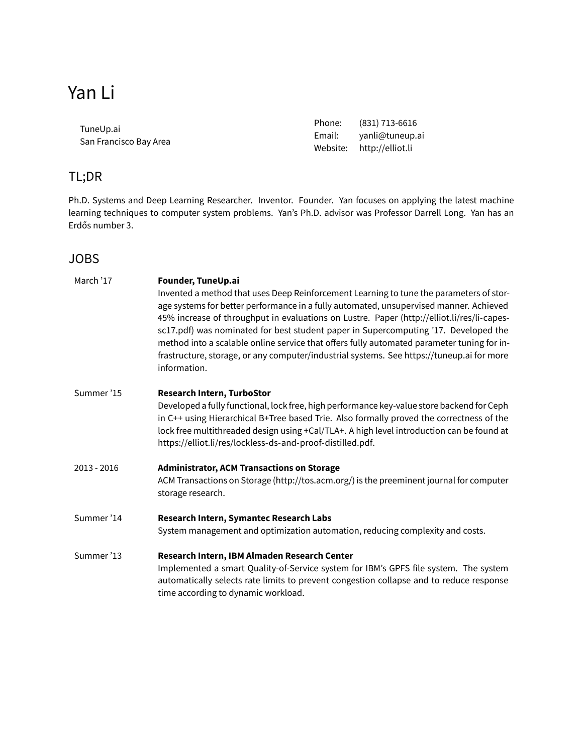# Yan Li

TuneUp.ai
San Francisco Bay Area

Phone: (831) 713-6616
Email: yanli@tuneup.ai
Website: http://elliot.li

## TL;DR

Ph.D. Systems and Deep Learning Researcher. Inventor. Founder. Yan focuses on applying the latest machine learning techniques to computer system problems. Yan's Ph.D. advisor was Professor Darrell Long. Yan has an Erdős number 3.

## JOBS

March '17 — **Founder, TuneUp.ai**
Invented a method that uses Deep Reinforcement Learning to tune the parameters of storage systems for better performance in a fully automated, unsupervised manner. Achieved 45% increase of throughput in evaluations on Lustre. Paper (http://elliot.li/res/li-capes-sc17.pdf) was nominated for best student paper in Supercomputing '17. Developed the method into a scalable online service that offers fully automated parameter tuning for infrastructure, storage, or any computer/industrial systems. See https://tuneup.ai for more information.

Summer '15 — **Research Intern, TurboStor**
Developed a fully functional, lock free, high performance key-value store backend for Ceph in C++ using Hierarchical B+Tree based Trie. Also formally proved the correctness of the lock free multithreaded design using +Cal/TLA+. A high level introduction can be found at https://elliot.li/res/lockless-ds-and-proof-distilled.pdf.

2013 - 2016 — **Administrator, ACM Transactions on Storage**
ACM Transactions on Storage (http://tos.acm.org/) is the preeminent journal for computer storage research.

Summer '14 — **Research Intern, Symantec Research Labs**
System management and optimization automation, reducing complexity and costs.

Summer '13 — **Research Intern, IBM Almaden Research Center**
Implemented a smart Quality-of-Service system for IBM's GPFS file system. The system automatically selects rate limits to prevent congestion collapse and to reduce response time according to dynamic workload.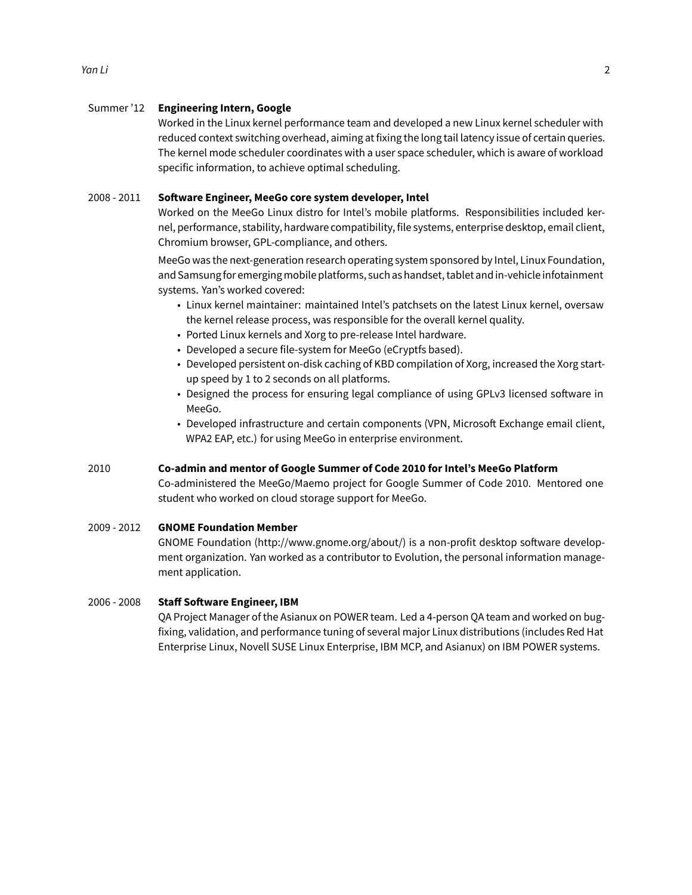Summer '12 **Engineering Intern, Google**

Worked in the Linux kernel performance team and developed a new Linux kernel scheduler with reduced context switching overhead, aiming at fixing the long tail latency issue of certain queries. The kernel mode scheduler coordinates with a user space scheduler, which is aware of workload specific information, to achieve optimal scheduling.

2008 - 2011 **Software Engineer, MeeGo core system developer, Intel**

Worked on the MeeGo Linux distro for Intel's mobile platforms. Responsibilities included kernel, performance, stability, hardware compatibility, file systems, enterprise desktop, email client, Chromium browser, GPL-compliance, and others.

MeeGo was the next-generation research operating system sponsored by Intel, Linux Foundation, and Samsung for emerging mobile platforms, such as handset, tablet and in-vehicle infotainment systems. Yan's worked covered:

- Linux kernel maintainer: maintained Intel's patchsets on the latest Linux kernel, oversaw the kernel release process, was responsible for the overall kernel quality.
- Ported Linux kernels and Xorg to pre-release Intel hardware.
- Developed a secure file-system for MeeGo (eCryptfs based).
- Developed persistent on-disk caching of KBD compilation of Xorg, increased the Xorg start-up speed by 1 to 2 seconds on all platforms.
- Designed the process for ensuring legal compliance of using GPLv3 licensed software in MeeGo.
- Developed infrastructure and certain components (VPN, Microsoft Exchange email client, WPA2 EAP, etc.) for using MeeGo in enterprise environment.

2010 **Co-admin and mentor of Google Summer of Code 2010 for Intel's MeeGo Platform**

Co-administered the MeeGo/Maemo project for Google Summer of Code 2010. Mentored one student who worked on cloud storage support for MeeGo.

2009 - 2012 **GNOME Foundation Member**

GNOME Foundation (http://www.gnome.org/about/) is a non-profit desktop software development organization. Yan worked as a contributor to Evolution, the personal information management application.

2006 - 2008 **Staff Software Engineer, IBM**

QA Project Manager of the Asianux on POWER team. Led a 4-person QA team and worked on bug-fixing, validation, and performance tuning of several major Linux distributions (includes Red Hat Enterprise Linux, Novell SUSE Linux Enterprise, IBM MCP, and Asianux) on IBM POWER systems.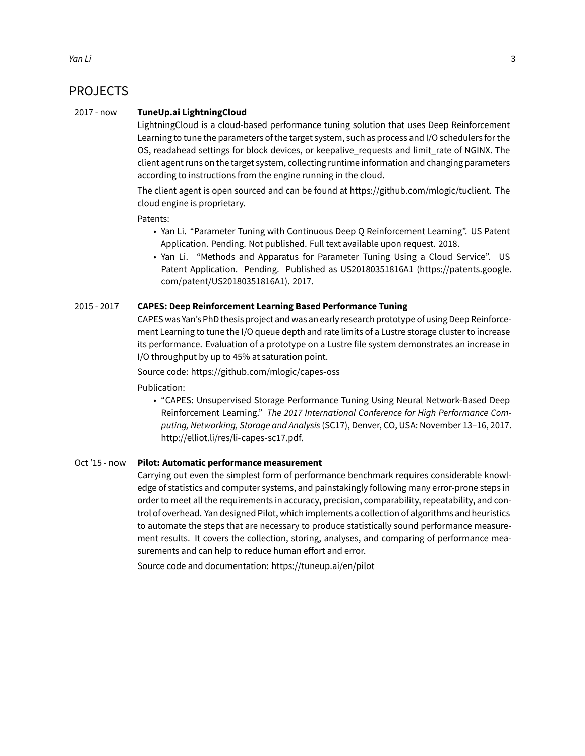## PROJECTS

2017 - now **TuneUp.ai LightningCloud**

LightningCloud is a cloud-based performance tuning solution that uses Deep Reinforcement Learning to tune the parameters of the target system, such as process and I/O schedulers for the OS, readahead settings for block devices, or keepalive_requests and limit_rate of NGINX. The client agent runs on the target system, collecting runtime information and changing parameters according to instructions from the engine running in the cloud.

The client agent is open sourced and can be found at https://github.com/mlogic/tuclient. The cloud engine is proprietary.

Patents:

- Yan Li. "Parameter Tuning with Continuous Deep Q Reinforcement Learning". US Patent Application. Pending. Not published. Full text available upon request. 2018.
- Yan Li. "Methods and Apparatus for Parameter Tuning Using a Cloud Service". US Patent Application. Pending. Published as US20180351816A1 (https://patents.google.com/patent/US20180351816A1). 2017.

2015 - 2017 **CAPES: Deep Reinforcement Learning Based Performance Tuning**

CAPES was Yan's PhD thesis project and was an early research prototype of using Deep Reinforcement Learning to tune the I/O queue depth and rate limits of a Lustre storage cluster to increase its performance. Evaluation of a prototype on a Lustre file system demonstrates an increase in I/O throughput by up to 45% at saturation point.

Source code: https://github.com/mlogic/capes-oss

Publication:

- "CAPES: Unsupervised Storage Performance Tuning Using Neural Network-Based Deep Reinforcement Learning." *The 2017 International Conference for High Performance Computing, Networking, Storage and Analysis* (SC17), Denver, CO, USA: November 13–16, 2017. http://elliot.li/res/li-capes-sc17.pdf.

Oct '15 - now **Pilot: Automatic performance measurement**

Carrying out even the simplest form of performance benchmark requires considerable knowledge of statistics and computer systems, and painstakingly following many error-prone steps in order to meet all the requirements in accuracy, precision, comparability, repeatability, and control of overhead. Yan designed Pilot, which implements a collection of algorithms and heuristics to automate the steps that are necessary to produce statistically sound performance measurement results. It covers the collection, storing, analyses, and comparing of performance measurements and can help to reduce human effort and error.

Source code and documentation: https://tuneup.ai/en/pilot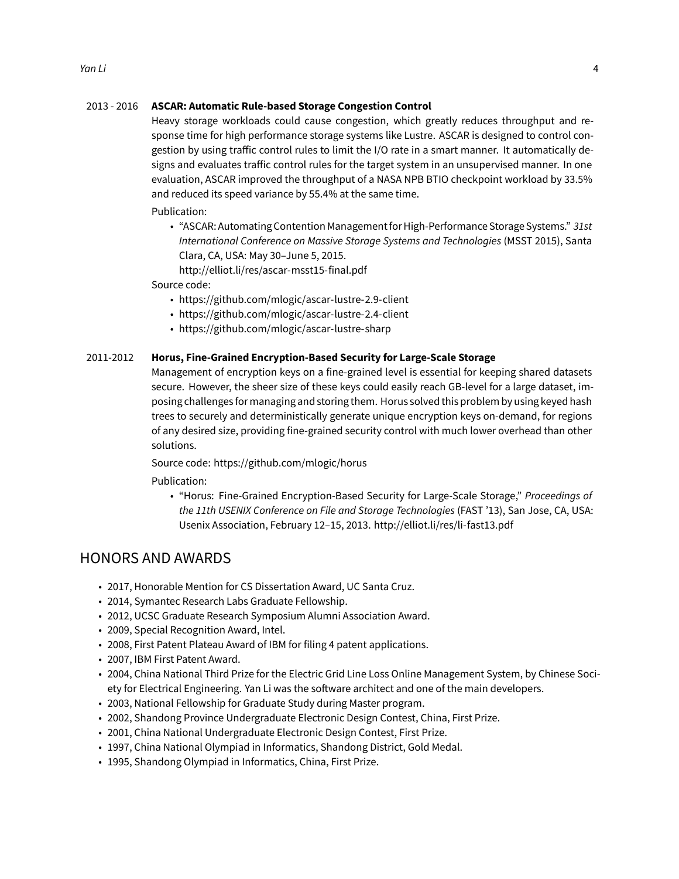2013 - 2016 **ASCAR: Automatic Rule-based Storage Congestion Control**

Heavy storage workloads could cause congestion, which greatly reduces throughput and response time for high performance storage systems like Lustre. ASCAR is designed to control congestion by using traffic control rules to limit the I/O rate in a smart manner. It automatically designs and evaluates traffic control rules for the target system in an unsupervised manner. In one evaluation, ASCAR improved the throughput of a NASA NPB BTIO checkpoint workload by 33.5% and reduced its speed variance by 55.4% at the same time.

Publication:

- "ASCAR: Automating Contention Management for High-Performance Storage Systems." *31st International Conference on Massive Storage Systems and Technologies* (MSST 2015), Santa Clara, CA, USA: May 30–June 5, 2015.
  http://elliot.li/res/ascar-msst15-final.pdf

Source code:

- https://github.com/mlogic/ascar-lustre-2.9-client
- https://github.com/mlogic/ascar-lustre-2.4-client
- https://github.com/mlogic/ascar-lustre-sharp

2011-2012 **Horus, Fine-Grained Encryption-Based Security for Large-Scale Storage**

Management of encryption keys on a fine-grained level is essential for keeping shared datasets secure. However, the sheer size of these keys could easily reach GB-level for a large dataset, imposing challenges for managing and storing them. Horus solved this problem by using keyed hash trees to securely and deterministically generate unique encryption keys on-demand, for regions of any desired size, providing fine-grained security control with much lower overhead than other solutions.

Source code: https://github.com/mlogic/horus

Publication:

- "Horus: Fine-Grained Encryption-Based Security for Large-Scale Storage," *Proceedings of the 11th USENIX Conference on File and Storage Technologies* (FAST '13), San Jose, CA, USA: Usenix Association, February 12–15, 2013. http://elliot.li/res/li-fast13.pdf

## HONORS AND AWARDS

- 2017, Honorable Mention for CS Dissertation Award, UC Santa Cruz.
- 2014, Symantec Research Labs Graduate Fellowship.
- 2012, UCSC Graduate Research Symposium Alumni Association Award.
- 2009, Special Recognition Award, Intel.
- 2008, First Patent Plateau Award of IBM for filing 4 patent applications.
- 2007, IBM First Patent Award.
- 2004, China National Third Prize for the Electric Grid Line Loss Online Management System, by Chinese Society for Electrical Engineering. Yan Li was the software architect and one of the main developers.
- 2003, National Fellowship for Graduate Study during Master program.
- 2002, Shandong Province Undergraduate Electronic Design Contest, China, First Prize.
- 2001, China National Undergraduate Electronic Design Contest, First Prize.
- 1997, China National Olympiad in Informatics, Shandong District, Gold Medal.
- 1995, Shandong Olympiad in Informatics, China, First Prize.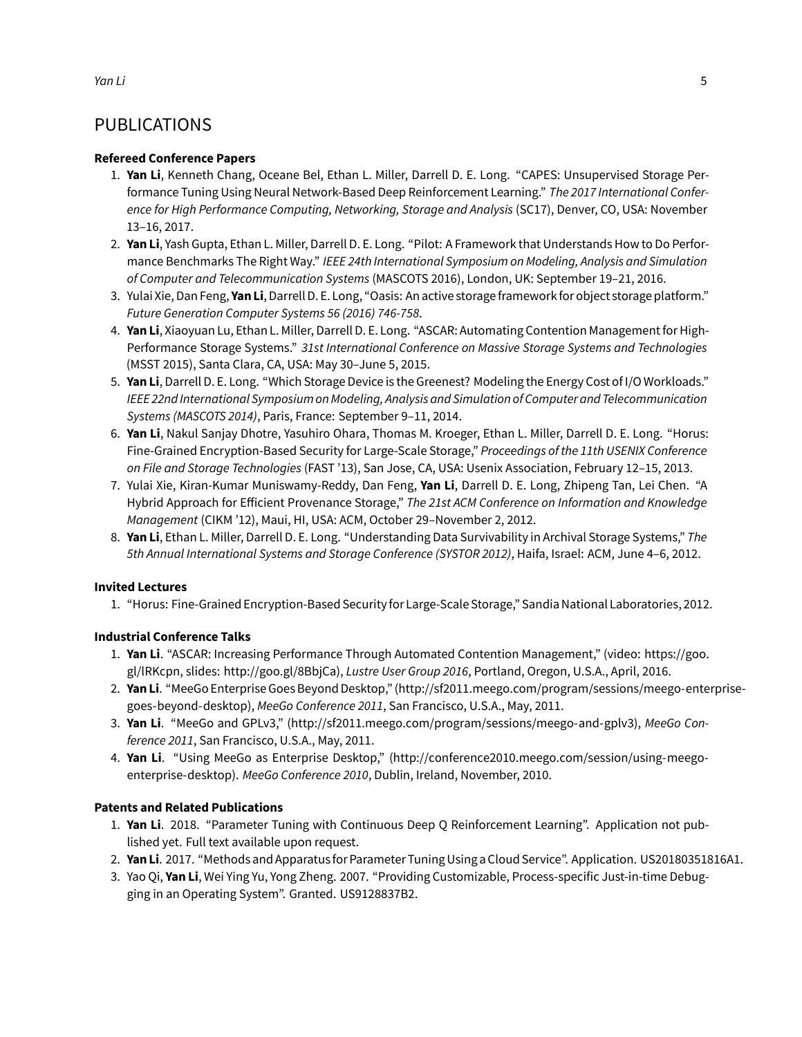# PUBLICATIONS

**Refereed Conference Papers**

1. **Yan Li**, Kenneth Chang, Oceane Bel, Ethan L. Miller, Darrell D. E. Long. "CAPES: Unsupervised Storage Performance Tuning Using Neural Network-Based Deep Reinforcement Learning." *The 2017 International Conference for High Performance Computing, Networking, Storage and Analysis* (SC17), Denver, CO, USA: November 13–16, 2017.
2. **Yan Li**, Yash Gupta, Ethan L. Miller, Darrell D. E. Long. "Pilot: A Framework that Understands How to Do Performance Benchmarks The Right Way." *IEEE 24th International Symposium on Modeling, Analysis and Simulation of Computer and Telecommunication Systems* (MASCOTS 2016), London, UK: September 19–21, 2016.
3. Yulai Xie, Dan Feng, **Yan Li**, Darrell D. E. Long, "Oasis: An active storage framework for object storage platform." *Future Generation Computer Systems 56 (2016) 746-758*.
4. **Yan Li**, Xiaoyuan Lu, Ethan L. Miller, Darrell D. E. Long. "ASCAR: Automating Contention Management for High-Performance Storage Systems." *31st International Conference on Massive Storage Systems and Technologies* (MSST 2015), Santa Clara, CA, USA: May 30–June 5, 2015.
5. **Yan Li**, Darrell D. E. Long. "Which Storage Device is the Greenest? Modeling the Energy Cost of I/O Workloads." *IEEE 22nd International Symposium on Modeling, Analysis and Simulation of Computer and Telecommunication Systems (MASCOTS 2014)*, Paris, France: September 9–11, 2014.
6. **Yan Li**, Nakul Sanjay Dhotre, Yasuhiro Ohara, Thomas M. Kroeger, Ethan L. Miller, Darrell D. E. Long. "Horus: Fine-Grained Encryption-Based Security for Large-Scale Storage," *Proceedings of the 11th USENIX Conference on File and Storage Technologies* (FAST '13), San Jose, CA, USA: Usenix Association, February 12–15, 2013.
7. Yulai Xie, Kiran-Kumar Muniswamy-Reddy, Dan Feng, **Yan Li**, Darrell D. E. Long, Zhipeng Tan, Lei Chen. "A Hybrid Approach for Efficient Provenance Storage," *The 21st ACM Conference on Information and Knowledge Management* (CIKM '12), Maui, HI, USA: ACM, October 29–November 2, 2012.
8. **Yan Li**, Ethan L. Miller, Darrell D. E. Long. "Understanding Data Survivability in Archival Storage Systems," *The 5th Annual International Systems and Storage Conference (SYSTOR 2012)*, Haifa, Israel: ACM, June 4–6, 2012.

**Invited Lectures**

1. "Horus: Fine-Grained Encryption-Based Security for Large-Scale Storage," Sandia National Laboratories, 2012.

**Industrial Conference Talks**

1. **Yan Li**. "ASCAR: Increasing Performance Through Automated Contention Management," (video: https://goo.gl/lRKcpn, slides: http://goo.gl/8BbjCa), *Lustre User Group 2016*, Portland, Oregon, U.S.A., April, 2016.
2. **Yan Li**. "MeeGo Enterprise Goes Beyond Desktop," (http://sf2011.meego.com/program/sessions/meego-enterprise-goes-beyond-desktop), *MeeGo Conference 2011*, San Francisco, U.S.A., May, 2011.
3. **Yan Li**. "MeeGo and GPLv3," (http://sf2011.meego.com/program/sessions/meego-and-gplv3), *MeeGo Conference 2011*, San Francisco, U.S.A., May, 2011.
4. **Yan Li**. "Using MeeGo as Enterprise Desktop," (http://conference2010.meego.com/session/using-meego-enterprise-desktop). *MeeGo Conference 2010*, Dublin, Ireland, November, 2010.

**Patents and Related Publications**

1. **Yan Li**. 2018. "Parameter Tuning with Continuous Deep Q Reinforcement Learning". Application not published yet. Full text available upon request.
2. **Yan Li**. 2017. "Methods and Apparatus for Parameter Tuning Using a Cloud Service". Application. US20180351816A1.
3. Yao Qi, **Yan Li**, Wei Ying Yu, Yong Zheng. 2007. "Providing Customizable, Process-specific Just-in-time Debugging in an Operating System". Granted. US9128837B2.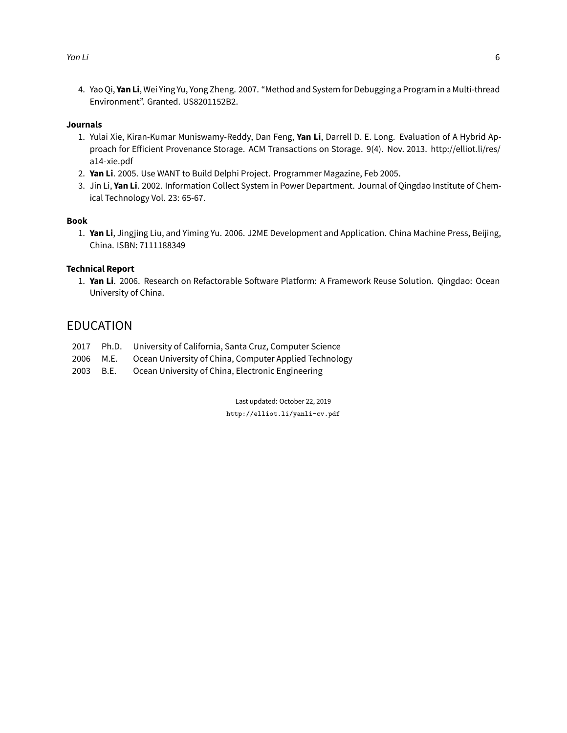4. Yao Qi, **Yan Li**, Wei Ying Yu, Yong Zheng. 2007. "Method and System for Debugging a Program in a Multi-thread Environment". Granted. US8201152B2.

**Journals**

1. Yulai Xie, Kiran-Kumar Muniswamy-Reddy, Dan Feng, **Yan Li**, Darrell D. E. Long. Evaluation of A Hybrid Approach for Efficient Provenance Storage. ACM Transactions on Storage. 9(4). Nov. 2013. http://elliot.li/res/a14-xie.pdf
2. **Yan Li**. 2005. Use WANT to Build Delphi Project. Programmer Magazine, Feb 2005.
3. Jin Li, **Yan Li**. 2002. Information Collect System in Power Department. Journal of Qingdao Institute of Chemical Technology Vol. 23: 65-67.

**Book**

1. **Yan Li**, Jingjing Liu, and Yiming Yu. 2006. J2ME Development and Application. China Machine Press, Beijing, China. ISBN: 7111188349

**Technical Report**

1. **Yan Li**. 2006. Research on Refactorable Software Platform: A Framework Reuse Solution. Qingdao: Ocean University of China.

## EDUCATION

| | | |
|---|---|---|
| 2017 | Ph.D. | University of California, Santa Cruz, Computer Science |
| 2006 | M.E. | Ocean University of China, Computer Applied Technology |
| 2003 | B.E. | Ocean University of China, Electronic Engineering |

Last updated: October 22, 2019

`http://elliot.li/yanli-cv.pdf`